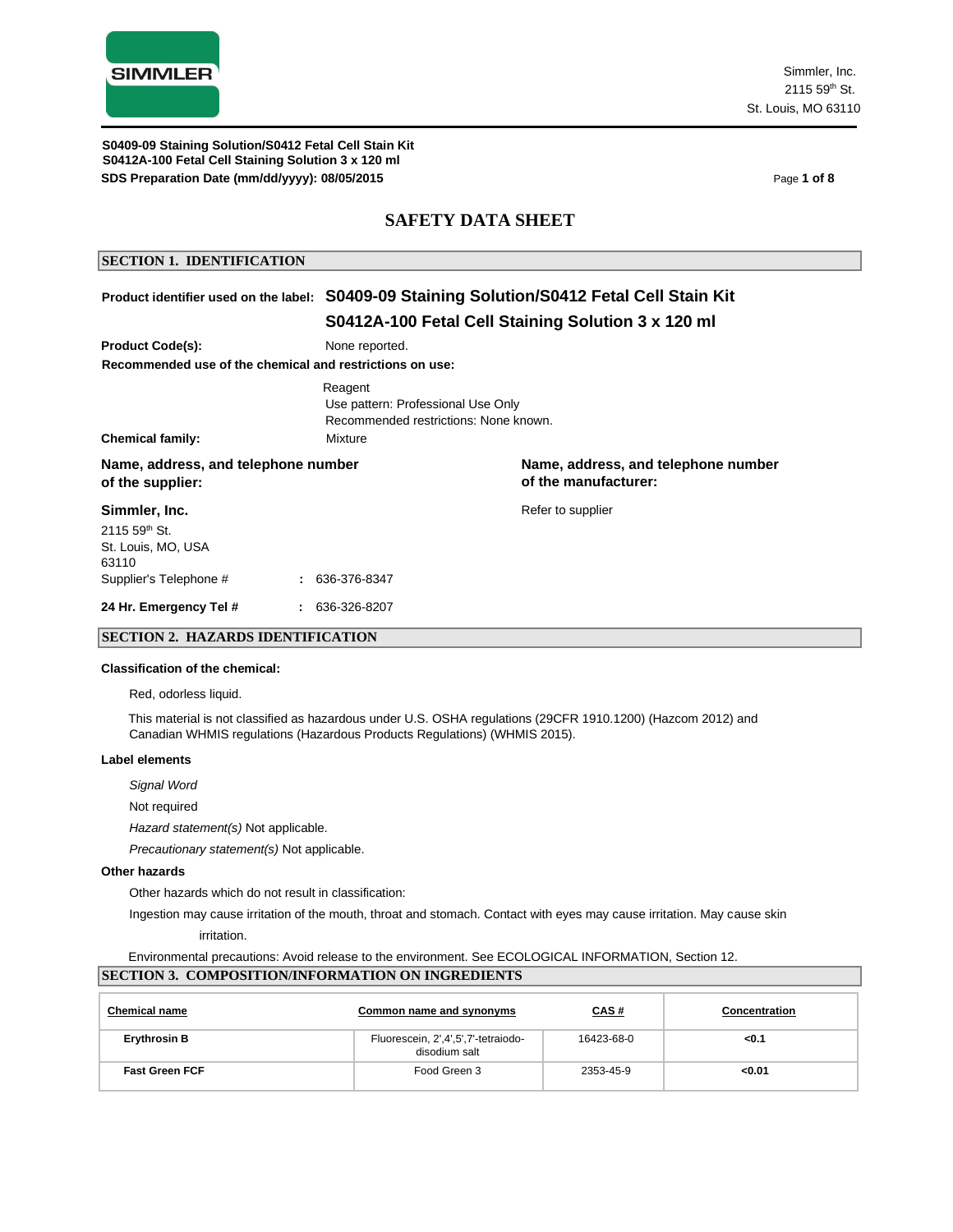SIMMLER

Simmler, Inc.
2115 59th St.
St. Louis, MO 63110

**S0409-09 Staining Solution/S0412 Fetal Cell Stain Kit**
**S0412A-100 Fetal Cell Staining Solution 3 x 120 ml**
**SDS Preparation Date (mm/dd/yyyy): 08/05/2015**

# SAFETY DATA SHEET

## SECTION 1. IDENTIFICATION

**Product identifier used on the label:** **S0409-09 Staining Solution/S0412 Fetal Cell Stain Kit**
**S0412A-100 Fetal Cell Staining Solution 3 x 120 ml**

**Product Code(s):** None reported.

**Recommended use of the chemical and restrictions on use:**

Reagent
Use pattern: Professional Use Only
Recommended restrictions: None known.

**Chemical family:** Mixture

**Name, address, and telephone number of the supplier:**

**Simmler, Inc.**
2115 59th St.
St. Louis, MO, USA
63110
Supplier's Telephone # : 636-376-8347

**24 Hr. Emergency Tel #** : 636-326-8207

**Name, address, and telephone number of the manufacturer:**

Refer to supplier

## SECTION 2. HAZARDS IDENTIFICATION

**Classification of the chemical:**

Red, odorless liquid.

This material is not classified as hazardous under U.S. OSHA regulations (29CFR 1910.1200) (Hazcom 2012) and Canadian WHMIS regulations (Hazardous Products Regulations) (WHMIS 2015).

**Label elements**

*Signal Word*

Not required

*Hazard statement(s)* Not applicable.

*Precautionary statement(s)* Not applicable.

**Other hazards**

Other hazards which do not result in classification:

Ingestion may cause irritation of the mouth, throat and stomach. Contact with eyes may cause irritation. May cause skin irritation.

Environmental precautions: Avoid release to the environment. See ECOLOGICAL INFORMATION, Section 12.

## SECTION 3. COMPOSITION/INFORMATION ON INGREDIENTS

| Chemical name | Common name and synonyms | CAS # | Concentration |
|---|---|---|---|
| **Erythrosin B** | Fluorescein, 2',4',5',7'-tetraiodo-disodium salt | 16423-68-0 | **<0.1** |
| **Fast Green FCF** | Food Green 3 | 2353-45-9 | **<0.01** |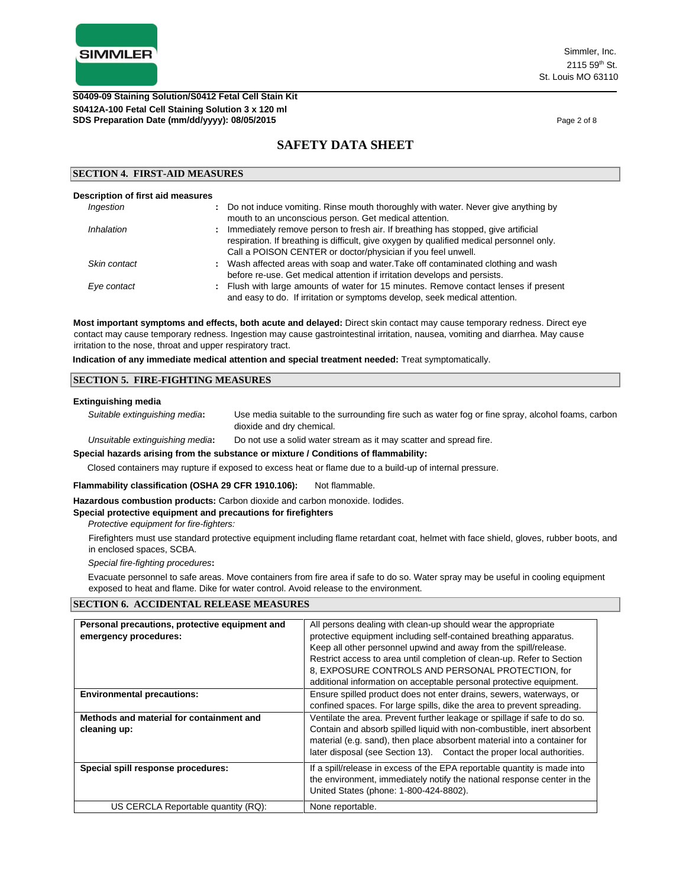# SAFETY DATA SHEET

## SECTION 4. FIRST-AID MEASURES

**Description of first aid measures**

| | |
|---|---|
| *Ingestion* | Do not induce vomiting. Rinse mouth thoroughly with water. Never give anything by mouth to an unconscious person. Get medical attention. |
| *Inhalation* | Immediately remove person to fresh air. If breathing has stopped, give artificial respiration. If breathing is difficult, give oxygen by qualified medical personnel only. Call a POISON CENTER or doctor/physician if you feel unwell. |
| *Skin contact* | Wash affected areas with soap and water.Take off contaminated clothing and wash before re-use. Get medical attention if irritation develops and persists. |
| *Eye contact* | Flush with large amounts of water for 15 minutes. Remove contact lenses if present and easy to do. If irritation or symptoms develop, seek medical attention. |

**Most important symptoms and effects, both acute and delayed:** Direct skin contact may cause temporary redness. Direct eye contact may cause temporary redness. Ingestion may cause gastrointestinal irritation, nausea, vomiting and diarrhea. May cause irritation to the nose, throat and upper respiratory tract.

**Indication of any immediate medical attention and special treatment needed:** Treat symptomatically.

## SECTION 5. FIRE-FIGHTING MEASURES

**Extinguishing media**

*Suitable extinguishing media***:** Use media suitable to the surrounding fire such as water fog or fine spray, alcohol foams, carbon dioxide and dry chemical.

*Unsuitable extinguishing media***:** Do not use a solid water stream as it may scatter and spread fire.

**Special hazards arising from the substance or mixture / Conditions of flammability:**

Closed containers may rupture if exposed to excess heat or flame due to a build-up of internal pressure.

**Flammability classification (OSHA 29 CFR 1910.106):** Not flammable.

**Hazardous combustion products:** Carbon dioxide and carbon monoxide. Iodides.

**Special protective equipment and precautions for firefighters**

*Protective equipment for fire-fighters:*

Firefighters must use standard protective equipment including flame retardant coat, helmet with face shield, gloves, rubber boots, and in enclosed spaces, SCBA.

*Special fire-fighting procedures***:**

Evacuate personnel to safe areas. Move containers from fire area if safe to do so. Water spray may be useful in cooling equipment exposed to heat and flame. Dike for water control. Avoid release to the environment.

## SECTION 6. ACCIDENTAL RELEASE MEASURES

| | |
|---|---|
| **Personal precautions, protective equipment and emergency procedures:** | All persons dealing with clean-up should wear the appropriate protective equipment including self-contained breathing apparatus. Keep all other personnel upwind and away from the spill/release. Restrict access to area until completion of clean-up. Refer to Section 8, EXPOSURE CONTROLS AND PERSONAL PROTECTION, for additional information on acceptable personal protective equipment. |
| **Environmental precautions:** | Ensure spilled product does not enter drains, sewers, waterways, or confined spaces. For large spills, dike the area to prevent spreading. |
| **Methods and material for containment and cleaning up:** | Ventilate the area. Prevent further leakage or spillage if safe to do so. Contain and absorb spilled liquid with non-combustible, inert absorbent material (e.g. sand), then place absorbent material into a container for later disposal (see Section 13). Contact the proper local authorities. |
| **Special spill response procedures:** | If a spill/release in excess of the EPA reportable quantity is made into the environment, immediately notify the national response center in the United States (phone: 1-800-424-8802). |
| US CERCLA Reportable quantity (RQ): | None reportable. |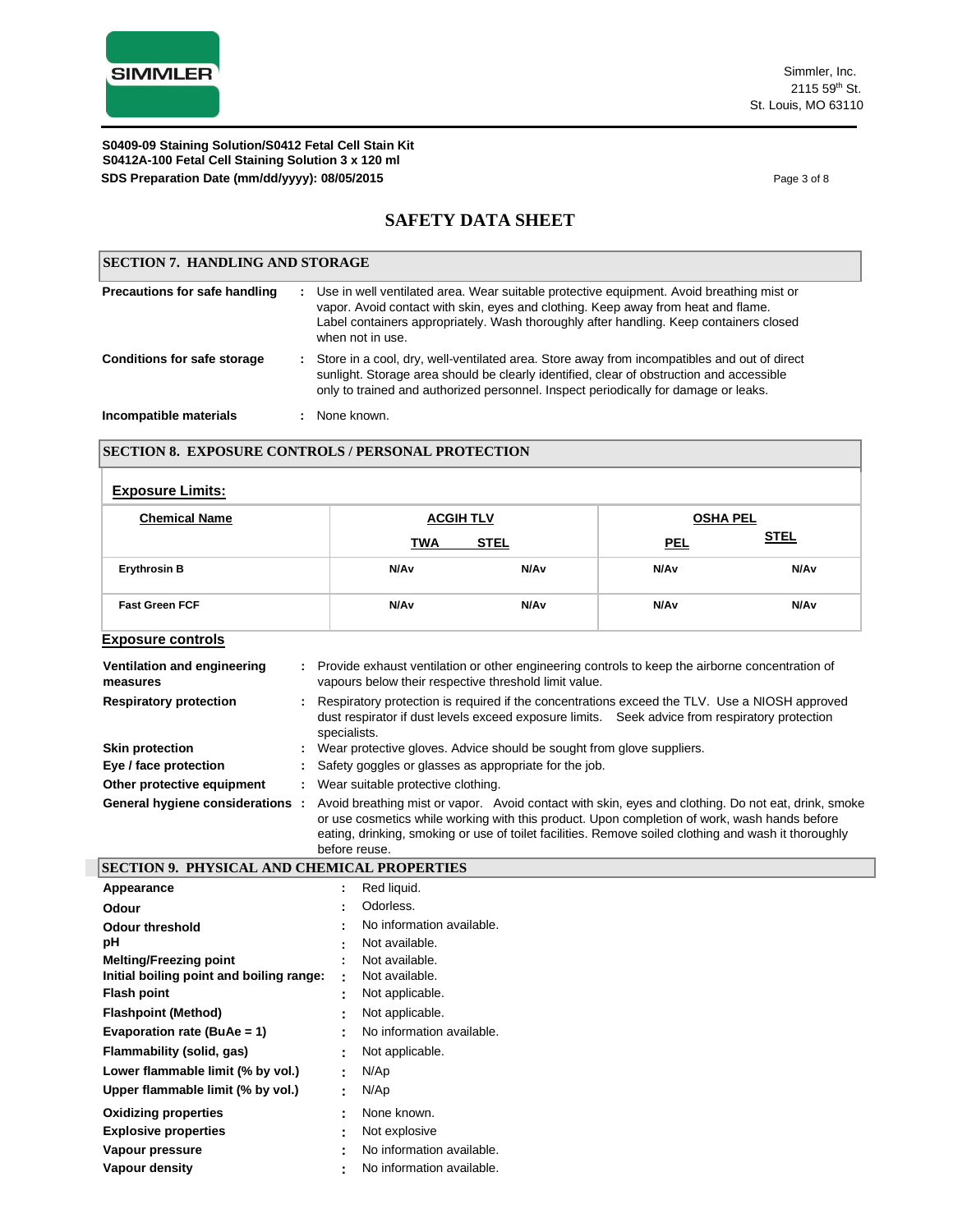**S0409-09 Staining Solution/S0412 Fetal Cell Stain Kit**
**S0412A-100 Fetal Cell Staining Solution 3 x 120 ml**
**SDS Preparation Date (mm/dd/yyyy): 08/05/2015**

# SAFETY DATA SHEET

## SECTION 7. HANDLING AND STORAGE

**Precautions for safe handling** : Use in well ventilated area. Wear suitable protective equipment. Avoid breathing mist or vapor. Avoid contact with skin, eyes and clothing. Keep away from heat and flame. Label containers appropriately. Wash thoroughly after handling. Keep containers closed when not in use.

**Conditions for safe storage** : Store in a cool, dry, well-ventilated area. Store away from incompatibles and out of direct sunlight. Storage area should be clearly identified, clear of obstruction and accessible only to trained and authorized personnel. Inspect periodically for damage or leaks.

**Incompatible materials** : None known.

## SECTION 8. EXPOSURE CONTROLS / PERSONAL PROTECTION

### Exposure Limits:

| Chemical Name | ACGIH TLV | | OSHA PEL | |
|---|---|---|---|---|
| | TWA | STEL | PEL | STEL |
| Erythrosin B | N/Av | N/Av | N/Av | N/Av |
| Fast Green FCF | N/Av | N/Av | N/Av | N/Av |

### Exposure controls

**Ventilation and engineering measures** : Provide exhaust ventilation or other engineering controls to keep the airborne concentration of vapours below their respective threshold limit value.

**Respiratory protection** : Respiratory protection is required if the concentrations exceed the TLV. Use a NIOSH approved dust respirator if dust levels exceed exposure limits. Seek advice from respiratory protection specialists.

**Skin protection** : Wear protective gloves. Advice should be sought from glove suppliers.

**Eye / face protection** : Safety goggles or glasses as appropriate for the job.

**Other protective equipment** : Wear suitable protective clothing.

**General hygiene considerations** : Avoid breathing mist or vapor. Avoid contact with skin, eyes and clothing. Do not eat, drink, smoke or use cosmetics while working with this product. Upon completion of work, wash hands before eating, drinking, smoking or use of toilet facilities. Remove soiled clothing and wash it thoroughly before reuse.

## SECTION 9. PHYSICAL AND CHEMICAL PROPERTIES

**Appearance** : Red liquid.
**Odour** : Odorless.
**Odour threshold** : No information available.
**pH** : Not available.
**Melting/Freezing point** : Not available.
**Initial boiling point and boiling range:** : Not available.
**Flash point** : Not applicable.
**Flashpoint (Method)** : Not applicable.
**Evaporation rate (BuAe = 1)** : No information available.
**Flammability (solid, gas)** : Not applicable.
**Lower flammable limit (% by vol.)** : N/Ap
**Upper flammable limit (% by vol.)** : N/Ap
**Oxidizing properties** : None known.
**Explosive properties** : Not explosive
**Vapour pressure** : No information available.
**Vapour density** : No information available.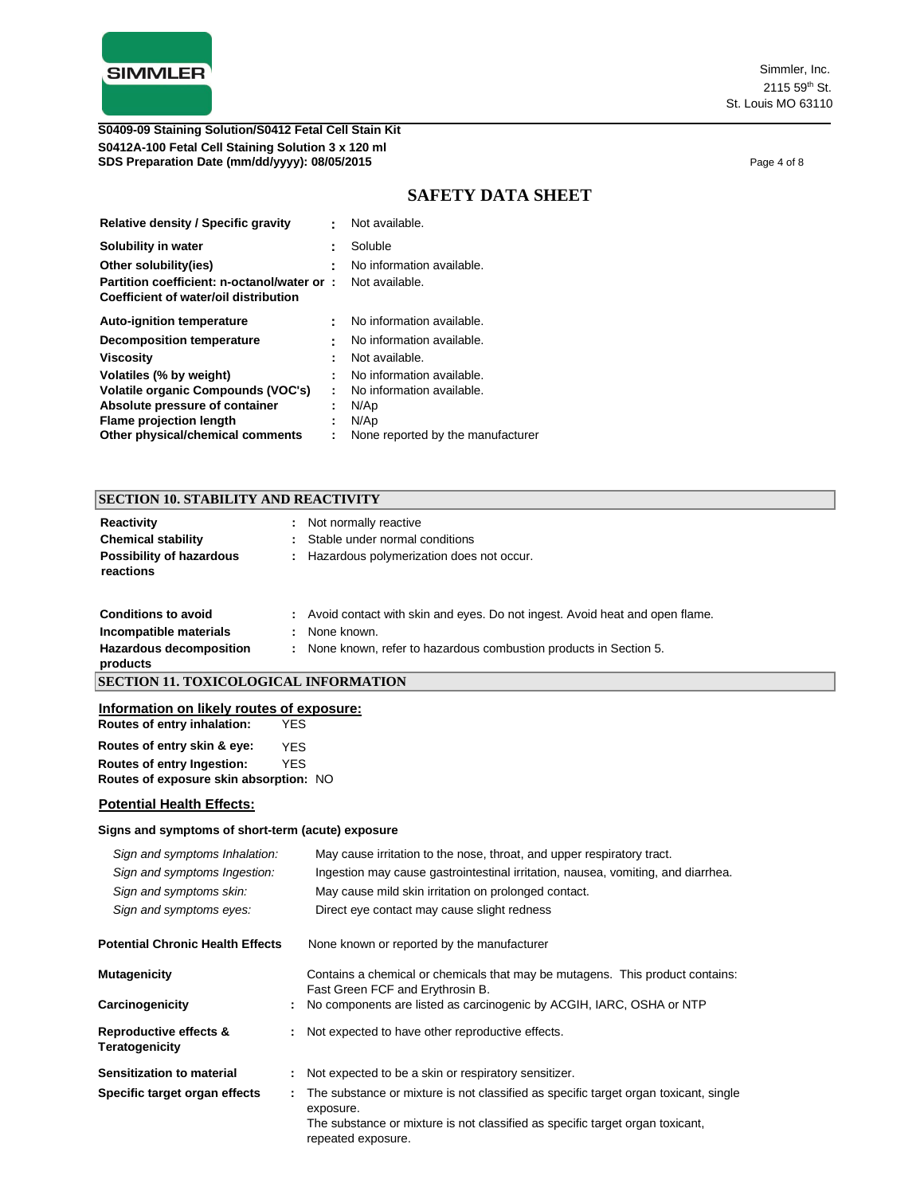# SAFETY DATA SHEET

| | | |
|---|---|---|
| **Relative density / Specific gravity** | : | Not available. |
| **Solubility in water** | : | Soluble |
| **Other solubility(ies)** | : | No information available. |
| **Partition coefficient: n-octanol/water or Coefficient of water/oil distribution** | : | Not available. |
| **Auto-ignition temperature** | : | No information available. |
| **Decomposition temperature** | : | No information available. |
| **Viscosity** | : | Not available. |
| **Volatiles (% by weight)** | : | No information available. |
| **Volatile organic Compounds (VOC's)** | : | No information available. |
| **Absolute pressure of container** | : | N/Ap |
| **Flame projection length** | : | N/Ap |
| **Other physical/chemical comments** | : | None reported by the manufacturer |

## SECTION 10. STABILITY AND REACTIVITY

| | | |
|---|---|---|
| **Reactivity** | : | Not normally reactive |
| **Chemical stability** | : | Stable under normal conditions |
| **Possibility of hazardous reactions** | : | Hazardous polymerization does not occur. |
| **Conditions to avoid** | : | Avoid contact with skin and eyes. Do not ingest. Avoid heat and open flame. |
| **Incompatible materials** | : | None known. |
| **Hazardous decomposition products** | : | None known, refer to hazardous combustion products in Section 5. |

## SECTION 11. TOXICOLOGICAL INFORMATION

### Information on likely routes of exposure:

**Routes of entry inhalation:** YES

**Routes of entry skin & eye:** YES

**Routes of entry Ingestion:** YES

**Routes of exposure skin absorption:** NO

### Potential Health Effects:

**Signs and symptoms of short-term (acute) exposure**

| | |
|---|---|
| *Sign and symptoms Inhalation:* | May cause irritation to the nose, throat, and upper respiratory tract. |
| *Sign and symptoms Ingestion:* | Ingestion may cause gastrointestinal irritation, nausea, vomiting, and diarrhea. |
| *Sign and symptoms skin:* | May cause mild skin irritation on prolonged contact. |
| *Sign and symptoms eyes:* | Direct eye contact may cause slight redness |

| | | |
|---|---|---|
| **Potential Chronic Health Effects** | | None known or reported by the manufacturer |
| **Mutagenicity** | | Contains a chemical or chemicals that may be mutagens. This product contains: Fast Green FCF and Erythrosin B. |
| **Carcinogenicity** | : | No components are listed as carcinogenic by ACGIH, IARC, OSHA or NTP |
| **Reproductive effects & Teratogenicity** | : | Not expected to have other reproductive effects. |
| **Sensitization to material** | : | Not expected to be a skin or respiratory sensitizer. |
| **Specific target organ effects** | : | The substance or mixture is not classified as specific target organ toxicant, single exposure. The substance or mixture is not classified as specific target organ toxicant, repeated exposure. |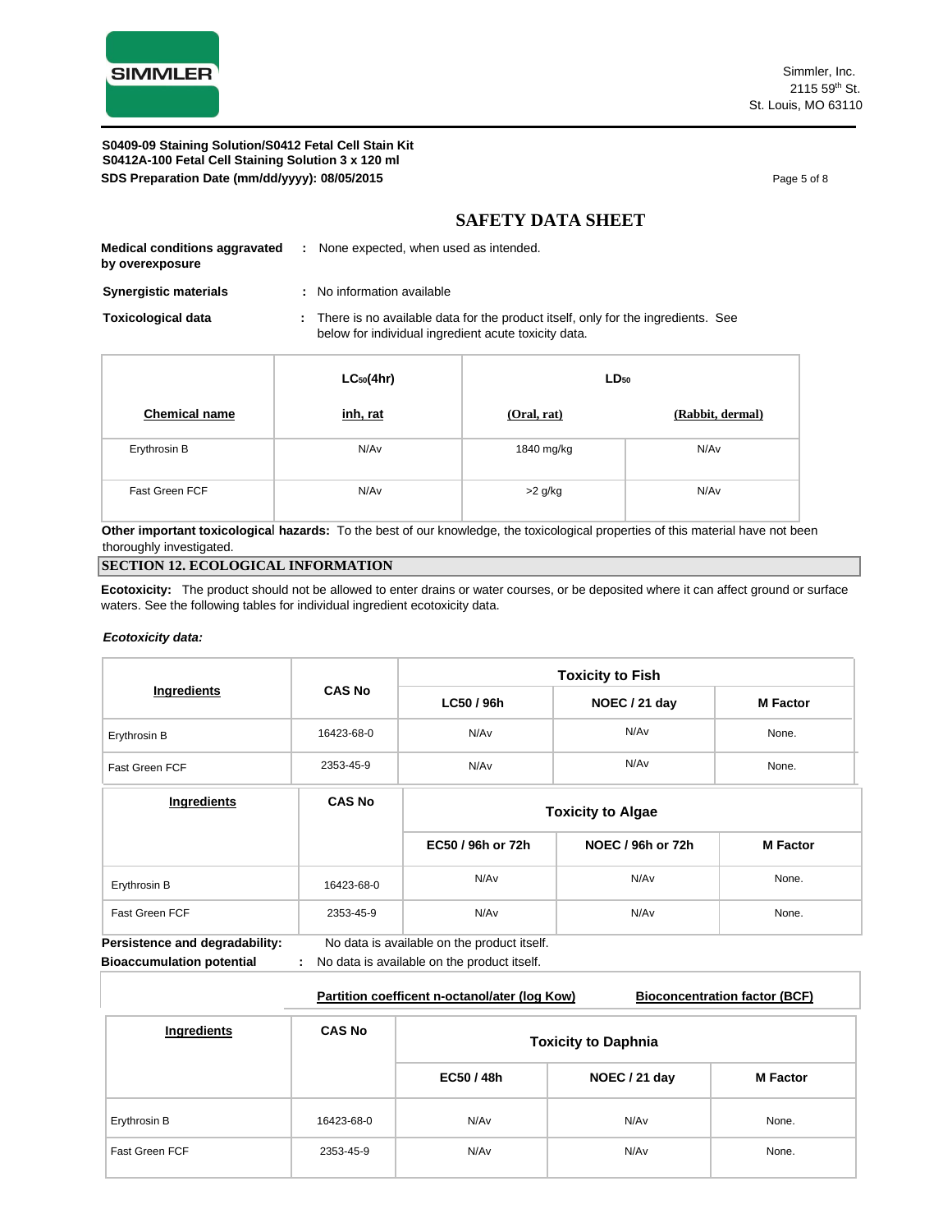## SAFETY DATA SHEET

**Medical conditions aggravated by overexposure** : None expected, when used as intended.

**Synergistic materials** : No information available

**Toxicological data** : There is no available data for the product itself, only for the ingredients. See below for individual ingredient acute toxicity data.

| Chemical name | $LC_{50}$(4hr) inh, rat | $LD_{50}$ (Oral, rat) | $LD_{50}$ (Rabbit, dermal) |
|---|---|---|---|
| Erythrosin B | N/Av | 1840 mg/kg | N/Av |
| Fast Green FCF | N/Av | >2 g/kg | N/Av |

**Other important toxicological hazards:** To the best of our knowledge, the toxicological properties of this material have not been thoroughly investigated.

## SECTION 12. ECOLOGICAL INFORMATION

**Ecotoxicity:** The product should not be allowed to enter drains or water courses, or be deposited where it can affect ground or surface waters. See the following tables for individual ingredient ecotoxicity data.

***Ecotoxicity data:***

| Ingredients | CAS No | Toxicity to Fish | | |
|---|---|---|---|---|
| | | LC50 / 96h | NOEC / 21 day | M Factor |
| Erythrosin B | 16423-68-0 | N/Av | N/Av | None. |
| Fast Green FCF | 2353-45-9 | N/Av | N/Av | None. |

| Ingredients | CAS No | Toxicity to Algae | | |
|---|---|---|---|---|
| | | EC50 / 96h or 72h | NOEC / 96h or 72h | M Factor |
| Erythrosin B | 16423-68-0 | N/Av | N/Av | None. |
| Fast Green FCF | 2353-45-9 | N/Av | N/Av | None. |

**Persistence and degradability:** No data is available on the product itself.

**Bioaccumulation potential** : No data is available on the product itself.

| | Partition coefficent n-octanol/ater (log Kow) | Bioconcentration factor (BCF) |
|---|---|---|

| Ingredients | CAS No | Toxicity to Daphnia | | |
|---|---|---|---|---|
| | | EC50 / 48h | NOEC / 21 day | M Factor |
| Erythrosin B | 16423-68-0 | N/Av | N/Av | None. |
| Fast Green FCF | 2353-45-9 | N/Av | N/Av | None. |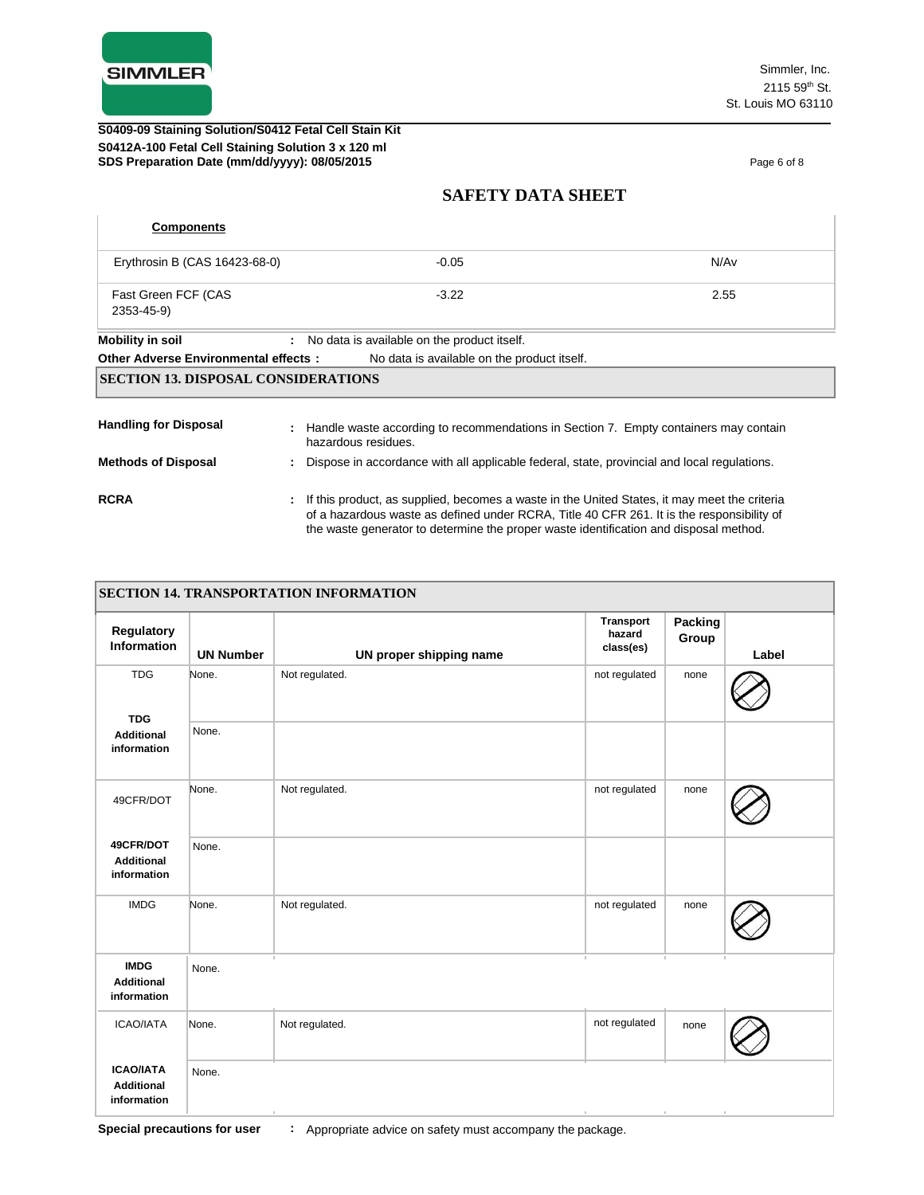# SAFETY DATA SHEET

| Components | | |
|---|---|---|
| Erythrosin B (CAS 16423-68-0) | -0.05 | N/Av |
| Fast Green FCF (CAS 2353-45-9) | -3.22 | 2.55 |

**Mobility in soil** : No data is available on the product itself.

**Other Adverse Environmental effects :** No data is available on the product itself.

## SECTION 13. DISPOSAL CONSIDERATIONS

**Handling for Disposal** : Handle waste according to recommendations in Section 7. Empty containers may contain hazardous residues.

**Methods of Disposal** : Dispose in accordance with all applicable federal, state, provincial and local regulations.

**RCRA** : If this product, as supplied, becomes a waste in the United States, it may meet the criteria of a hazardous waste as defined under RCRA, Title 40 CFR 261. It is the responsibility of the waste generator to determine the proper waste identification and disposal method.

## SECTION 14. TRANSPORTATION INFORMATION

| Regulatory Information | UN Number | UN proper shipping name | Transport hazard class(es) | Packing Group | Label |
|---|---|---|---|---|---|
| TDG | None. | Not regulated. | not regulated | none | |
| TDG Additional information | None. | | | | |
| 49CFR/DOT | None. | Not regulated. | not regulated | none | |
| 49CFR/DOT Additional information | None. | | | | |
| IMDG | None. | Not regulated. | not regulated | none | |
| IMDG Additional information | None. | | | | |
| ICAO/IATA | None. | Not regulated. | not regulated | none | |
| ICAO/IATA Additional information | None. | | | | |

**Special precautions for user** : Appropriate advice on safety must accompany the package.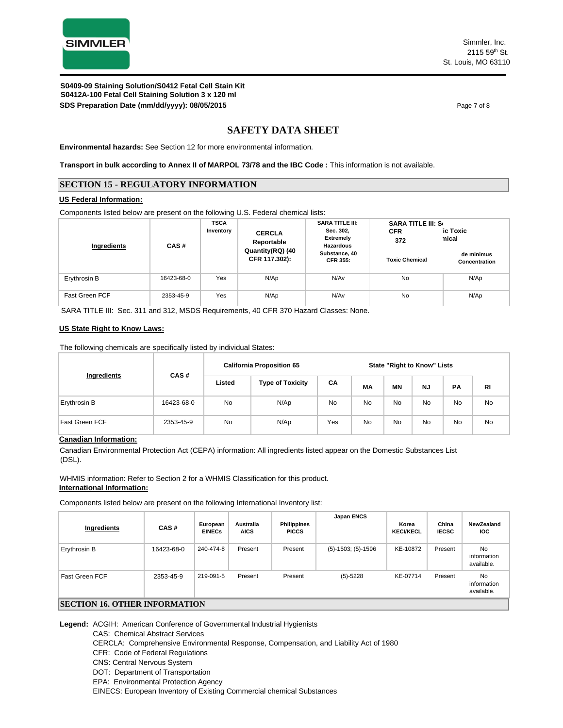**Environmental hazards:** See Section 12 for more environmental information.

**Transport in bulk according to Annex II of MARPOL 73/78 and the IBC Code :** This information is not available.

## SECTION 15 - REGULATORY INFORMATION

**US Federal Information:**

Components listed below are present on the following U.S. Federal chemical lists:

| Ingredients | CAS # | TSCA Inventory | CERCLA Reportable Quantity(RQ) (40 CFR 117.302): | SARA TITLE III: Sec. 302, Extremely Hazardous Substance, 40 CFR 355: | SARA TITLE III: Sec. 313 CFR 372 Toxic Chemical | SARA TITLE III: Sec. 313 Toxic Chemical de minimus Concentration |
|---|---|---|---|---|---|---|
| Erythrosin B | 16423-68-0 | Yes | N/Ap | N/Av | No | N/Ap |
| Fast Green FCF | 2353-45-9 | Yes | N/Ap | N/Av | No | N/Ap |

SARA TITLE III: Sec. 311 and 312, MSDS Requirements, 40 CFR 370 Hazard Classes: None.

**US State Right to Know Laws:**

The following chemicals are specifically listed by individual States:

| Ingredients | CAS # | California Proposition 65 | | State "Right to Know" Lists | | | | | |
|---|---|---|---|---|---|---|---|---|---|
| | | Listed | Type of Toxicity | CA | MA | MN | NJ | PA | RI |
| Erythrosin B | 16423-68-0 | No | N/Ap | No | No | No | No | No | No |
| Fast Green FCF | 2353-45-9 | No | N/Ap | Yes | No | No | No | No | No |

**Canadian Information:**

Canadian Environmental Protection Act (CEPA) information: All ingredients listed appear on the Domestic Substances List (DSL).

WHMIS information: Refer to Section 2 for a WHMIS Classification for this product.

**International Information:**

Components listed below are present on the following International Inventory list:

| Ingredients | CAS # | European EINECs | Australia AICS | Philippines PICCS | Japan ENCS | Korea KECI/KECL | China IECSC | NewZealand IOC |
|---|---|---|---|---|---|---|---|---|
| Erythrosin B | 16423-68-0 | 240-474-8 | Present | Present | (5)-1503; (5)-1596 | KE-10872 | Present | No information available. |
| Fast Green FCF | 2353-45-9 | 219-091-5 | Present | Present | (5)-5228 | KE-07714 | Present | No information available. |

## SECTION 16. OTHER INFORMATION

**Legend:** ACGIH: American Conference of Governmental Industrial Hygienists
CAS: Chemical Abstract Services
CERCLA: Comprehensive Environmental Response, Compensation, and Liability Act of 1980
CFR: Code of Federal Regulations
CNS: Central Nervous System
DOT: Department of Transportation
EPA: Environmental Protection Agency
EINECS: European Inventory of Existing Commercial chemical Substances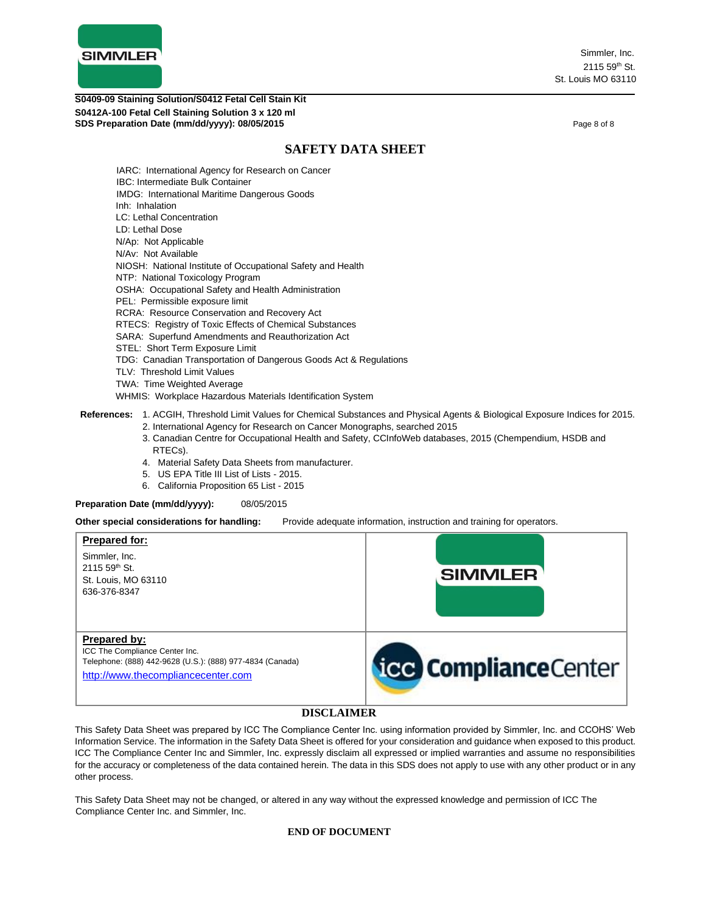## SAFETY DATA SHEET

IARC: International Agency for Research on Cancer
IBC: Intermediate Bulk Container
IMDG: International Maritime Dangerous Goods
Inh: Inhalation
LC: Lethal Concentration
LD: Lethal Dose
N/Ap: Not Applicable
N/Av: Not Available
NIOSH: National Institute of Occupational Safety and Health
NTP: National Toxicology Program
OSHA: Occupational Safety and Health Administration
PEL: Permissible exposure limit
RCRA: Resource Conservation and Recovery Act
RTECS: Registry of Toxic Effects of Chemical Substances
SARA: Superfund Amendments and Reauthorization Act
STEL: Short Term Exposure Limit
TDG: Canadian Transportation of Dangerous Goods Act & Regulations
TLV: Threshold Limit Values
TWA: Time Weighted Average
WHMIS: Workplace Hazardous Materials Identification System

**References:**

1. ACGIH, Threshold Limit Values for Chemical Substances and Physical Agents & Biological Exposure Indices for 2015.
2. International Agency for Research on Cancer Monographs, searched 2015
3. Canadian Centre for Occupational Health and Safety, CCInfoWeb databases, 2015 (Chempendium, HSDB and RTECs).
4. Material Safety Data Sheets from manufacturer.
5. US EPA Title III List of Lists - 2015.
6. California Proposition 65 List - 2015

**Preparation Date (mm/dd/yyyy):** 08/05/2015

**Other special considerations for handling:** Provide adequate information, instruction and training for operators.

| | |
|---|---|
| **Prepared for:**<br>Simmler, Inc.<br>2115 59th St.<br>St. Louis, MO 63110<br>636-376-8347 | SIMMLER |
| **Prepared by:**<br>ICC The Compliance Center Inc.<br>Telephone: (888) 442-9628 (U.S.): (888) 977-4834 (Canada)<br>http://www.thecompliancecenter.com | icc ComplianceCenter |

### DISCLAIMER

This Safety Data Sheet was prepared by ICC The Compliance Center Inc. using information provided by Simmler, Inc. and CCOHS' Web Information Service. The information in the Safety Data Sheet is offered for your consideration and guidance when exposed to this product. ICC The Compliance Center Inc and Simmler, Inc. expressly disclaim all expressed or implied warranties and assume no responsibilities for the accuracy or completeness of the data contained herein. The data in this SDS does not apply to use with any other product or in any other process.

This Safety Data Sheet may not be changed, or altered in any way without the expressed knowledge and permission of ICC The Compliance Center Inc. and Simmler, Inc.

**END OF DOCUMENT**